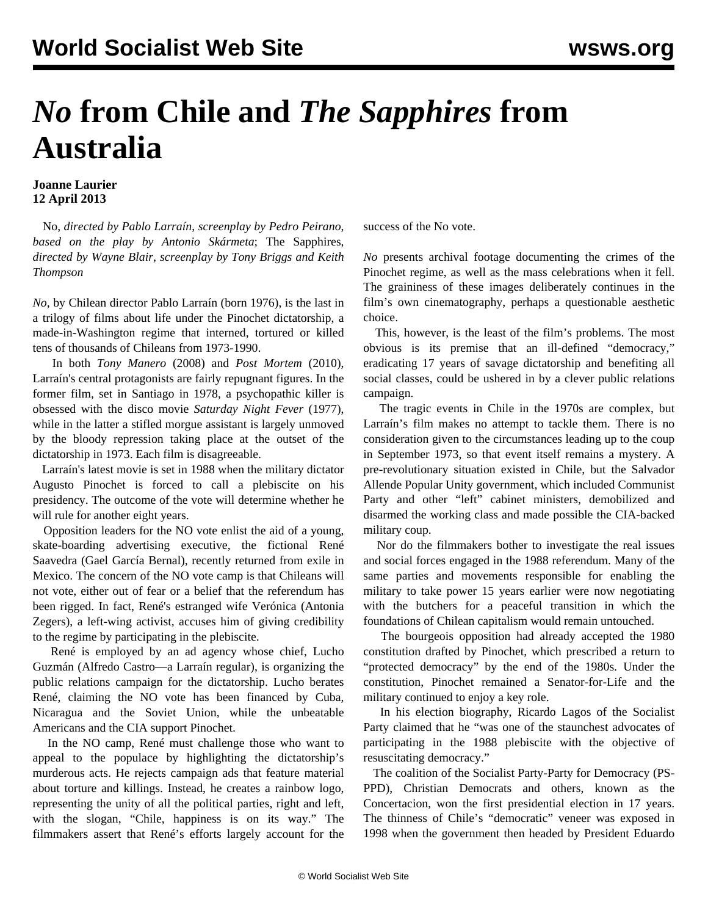# *No* from Chile and *The Sapphires* from Australia

**Joanne Laurier**
**12 April 2013**

No, *directed by Pablo Larraín, screenplay by Pedro Peirano, based on the play by Antonio Skármeta*; The Sapphires, *directed by Wayne Blair, screenplay by Tony Briggs and Keith Thompson*

*No*, by Chilean director Pablo Larraín (born 1976), is the last in a trilogy of films about life under the Pinochet dictatorship, a made-in-Washington regime that interned, tortured or killed tens of thousands of Chileans from 1973-1990.

In both *Tony Manero* (2008) and *Post Mortem* (2010), Larraín's central protagonists are fairly repugnant figures. In the former film, set in Santiago in 1978, a psychopathic killer is obsessed with the disco movie *Saturday Night Fever* (1977), while in the latter a stifled morgue assistant is largely unmoved by the bloody repression taking place at the outset of the dictatorship in 1973. Each film is disagreeable.

Larraín's latest movie is set in 1988 when the military dictator Augusto Pinochet is forced to call a plebiscite on his presidency. The outcome of the vote will determine whether he will rule for another eight years.

Opposition leaders for the NO vote enlist the aid of a young, skate-boarding advertising executive, the fictional René Saavedra (Gael García Bernal), recently returned from exile in Mexico. The concern of the NO vote camp is that Chileans will not vote, either out of fear or a belief that the referendum has been rigged. In fact, René's estranged wife Verónica (Antonia Zegers), a left-wing activist, accuses him of giving credibility to the regime by participating in the plebiscite.

René is employed by an ad agency whose chief, Lucho Guzmán (Alfredo Castro—a Larraín regular), is organizing the public relations campaign for the dictatorship. Lucho berates René, claiming the NO vote has been financed by Cuba, Nicaragua and the Soviet Union, while the unbeatable Americans and the CIA support Pinochet.

In the NO camp, René must challenge those who want to appeal to the populace by highlighting the dictatorship's murderous acts. He rejects campaign ads that feature material about torture and killings. Instead, he creates a rainbow logo, representing the unity of all the political parties, right and left, with the slogan, "Chile, happiness is on its way." The filmmakers assert that René's efforts largely account for the success of the No vote.

*No* presents archival footage documenting the crimes of the Pinochet regime, as well as the mass celebrations when it fell. The graininess of these images deliberately continues in the film's own cinematography, perhaps a questionable aesthetic choice.

This, however, is the least of the film's problems. The most obvious is its premise that an ill-defined "democracy," eradicating 17 years of savage dictatorship and benefiting all social classes, could be ushered in by a clever public relations campaign.

The tragic events in Chile in the 1970s are complex, but Larraín's film makes no attempt to tackle them. There is no consideration given to the circumstances leading up to the coup in September 1973, so that event itself remains a mystery. A pre-revolutionary situation existed in Chile, but the Salvador Allende Popular Unity government, which included Communist Party and other "left" cabinet ministers, demobilized and disarmed the working class and made possible the CIA-backed military coup.

Nor do the filmmakers bother to investigate the real issues and social forces engaged in the 1988 referendum. Many of the same parties and movements responsible for enabling the military to take power 15 years earlier were now negotiating with the butchers for a peaceful transition in which the foundations of Chilean capitalism would remain untouched.

The bourgeois opposition had already accepted the 1980 constitution drafted by Pinochet, which prescribed a return to "protected democracy" by the end of the 1980s. Under the constitution, Pinochet remained a Senator-for-Life and the military continued to enjoy a key role.

In his election biography, Ricardo Lagos of the Socialist Party claimed that he "was one of the staunchest advocates of participating in the 1988 plebiscite with the objective of resuscitating democracy."

The coalition of the Socialist Party-Party for Democracy (PS-PPD), Christian Democrats and others, known as the Concertacion, won the first presidential election in 17 years. The thinness of Chile's "democratic" veneer was exposed in 1998 when the government then headed by President Eduardo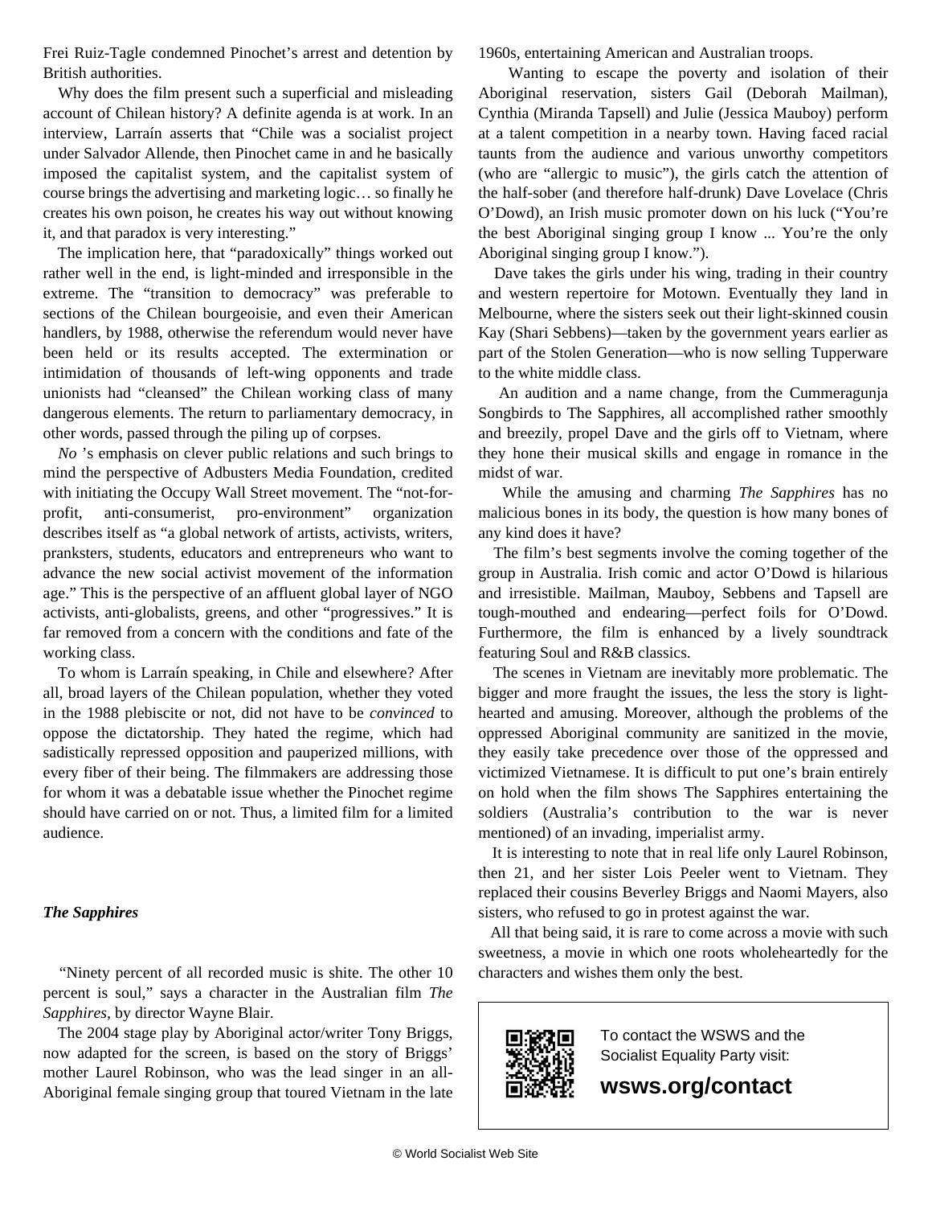Frei Ruiz-Tagle condemned Pinochet's arrest and detention by British authorities.

Why does the film present such a superficial and misleading account of Chilean history? A definite agenda is at work. In an interview, Larraín asserts that "Chile was a socialist project under Salvador Allende, then Pinochet came in and he basically imposed the capitalist system, and the capitalist system of course brings the advertising and marketing logic… so finally he creates his own poison, he creates his way out without knowing it, and that paradox is very interesting."

The implication here, that "paradoxically" things worked out rather well in the end, is light-minded and irresponsible in the extreme. The "transition to democracy" was preferable to sections of the Chilean bourgeoisie, and even their American handlers, by 1988, otherwise the referendum would never have been held or its results accepted. The extermination or intimidation of thousands of left-wing opponents and trade unionists had "cleansed" the Chilean working class of many dangerous elements. The return to parliamentary democracy, in other words, passed through the piling up of corpses.

*No* 's emphasis on clever public relations and such brings to mind the perspective of Adbusters Media Foundation, credited with initiating the Occupy Wall Street movement. The "not-for-profit, anti-consumerist, pro-environment" organization describes itself as "a global network of artists, activists, writers, pranksters, students, educators and entrepreneurs who want to advance the new social activist movement of the information age." This is the perspective of an affluent global layer of NGO activists, anti-globalists, greens, and other "progressives." It is far removed from a concern with the conditions and fate of the working class.

To whom is Larraín speaking, in Chile and elsewhere? After all, broad layers of the Chilean population, whether they voted in the 1988 plebiscite or not, did not have to be *convinced* to oppose the dictatorship. They hated the regime, which had sadistically repressed opposition and pauperized millions, with every fiber of their being. The filmmakers are addressing those for whom it was a debatable issue whether the Pinochet regime should have carried on or not. Thus, a limited film for a limited audience.

***The Sapphires***

"Ninety percent of all recorded music is shite. The other 10 percent is soul," says a character in the Australian film *The Sapphires*, by director Wayne Blair.

The 2004 stage play by Aboriginal actor/writer Tony Briggs, now adapted for the screen, is based on the story of Briggs' mother Laurel Robinson, who was the lead singer in an all-Aboriginal female singing group that toured Vietnam in the late 1960s, entertaining American and Australian troops.

Wanting to escape the poverty and isolation of their Aboriginal reservation, sisters Gail (Deborah Mailman), Cynthia (Miranda Tapsell) and Julie (Jessica Mauboy) perform at a talent competition in a nearby town. Having faced racial taunts from the audience and various unworthy competitors (who are "allergic to music"), the girls catch the attention of the half-sober (and therefore half-drunk) Dave Lovelace (Chris O'Dowd), an Irish music promoter down on his luck ("You're the best Aboriginal singing group I know ... You're the only Aboriginal singing group I know.").

Dave takes the girls under his wing, trading in their country and western repertoire for Motown. Eventually they land in Melbourne, where the sisters seek out their light-skinned cousin Kay (Shari Sebbens)—taken by the government years earlier as part of the Stolen Generation—who is now selling Tupperware to the white middle class.

An audition and a name change, from the Cummeragunja Songbirds to The Sapphires, all accomplished rather smoothly and breezily, propel Dave and the girls off to Vietnam, where they hone their musical skills and engage in romance in the midst of war.

While the amusing and charming *The Sapphires* has no malicious bones in its body, the question is how many bones of any kind does it have?

The film's best segments involve the coming together of the group in Australia. Irish comic and actor O'Dowd is hilarious and irresistible. Mailman, Mauboy, Sebbens and Tapsell are tough-mouthed and endearing—perfect foils for O'Dowd. Furthermore, the film is enhanced by a lively soundtrack featuring Soul and R&B classics.

The scenes in Vietnam are inevitably more problematic. The bigger and more fraught the issues, the less the story is light-hearted and amusing. Moreover, although the problems of the oppressed Aboriginal community are sanitized in the movie, they easily take precedence over those of the oppressed and victimized Vietnamese. It is difficult to put one's brain entirely on hold when the film shows The Sapphires entertaining the soldiers (Australia's contribution to the war is never mentioned) of an invading, imperialist army.

It is interesting to note that in real life only Laurel Robinson, then 21, and her sister Lois Peeler went to Vietnam. They replaced their cousins Beverley Briggs and Naomi Mayers, also sisters, who refused to go in protest against the war.

All that being said, it is rare to come across a movie with such sweetness, a movie in which one roots wholeheartedly for the characters and wishes them only the best.

To contact the WSWS and the Socialist Equality Party visit:

**wsws.org/contact**